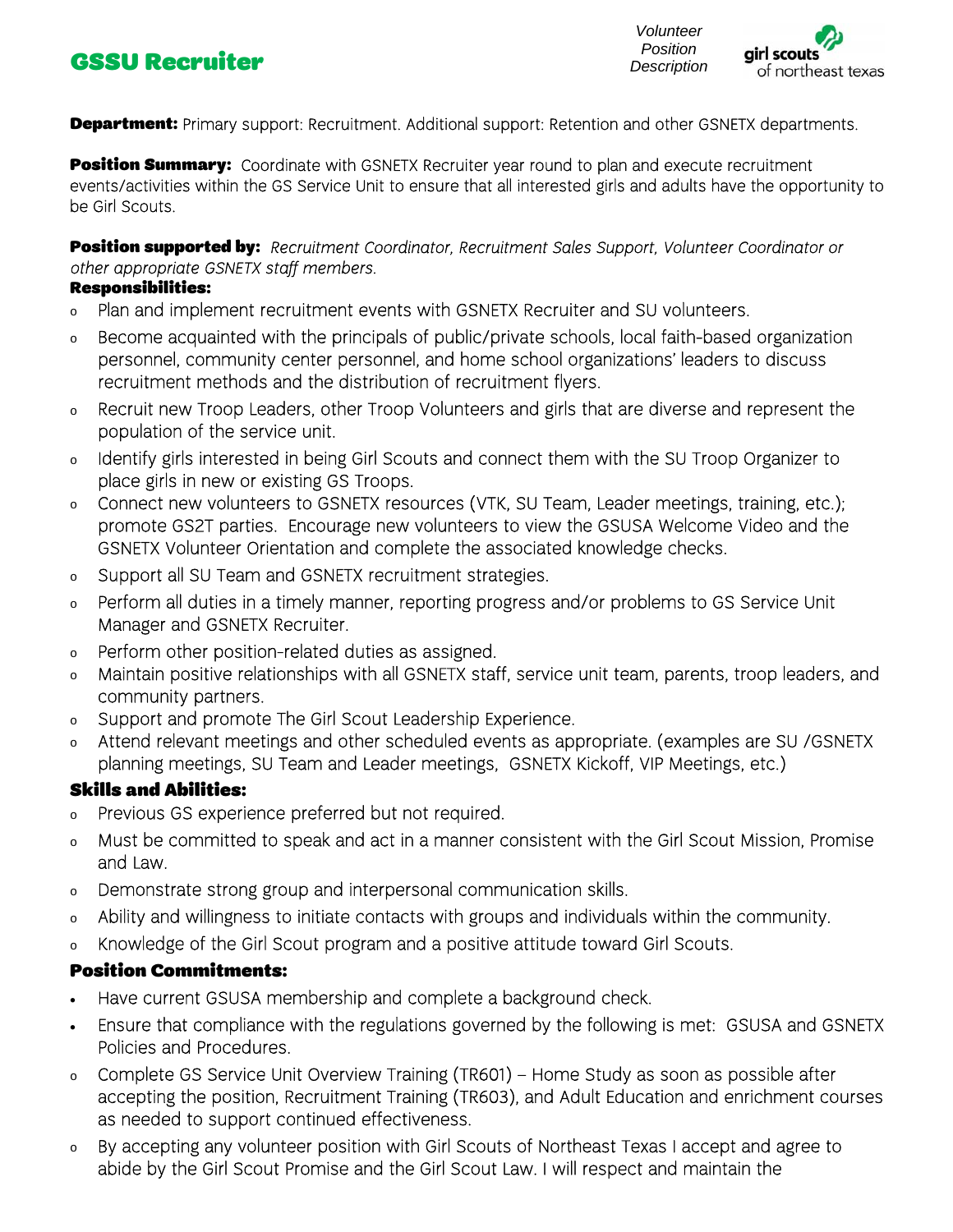# GSSU Recruiter

*Volunteer Position Description*

girl scouts of northeast texas

**Department:** Primary support: Recruitment. Additional support: Retention and other GSNETX departments.

**Position Summary:** Coordinate with GSNETX Recruiter year round to plan and execute recruitment events/activities within the GS Service Unit to ensure that all interested girls and adults have the opportunity to be Girl Scouts.

**Position supported by:** *Recruitment Coordinator, Recruitment Sales Support, Volunteer Coordinator or other appropriate GSNETX staff members.*

**Responsibilities:**

- Plan and implement recruitment events with GSNETX Recruiter and SU volunteers.
- Become acquainted with the principals of public/private schools, local faith-based organization personnel, community center personnel, and home school organizations' leaders to discuss recruitment methods and the distribution of recruitment flyers.
- Recruit new Troop Leaders, other Troop Volunteers and girls that are diverse and represent the population of the service unit.
- Identify girls interested in being Girl Scouts and connect them with the SU Troop Organizer to place girls in new or existing GS Troops.
- Connect new volunteers to GSNETX resources (VTK, SU Team, Leader meetings, training, etc.); promote GS2T parties. Encourage new volunteers to view the GSUSA Welcome Video and the GSNETX Volunteer Orientation and complete the associated knowledge checks.
- Support all SU Team and GSNETX recruitment strategies.
- Perform all duties in a timely manner, reporting progress and/or problems to GS Service Unit Manager and GSNETX Recruiter.
- Perform other position-related duties as assigned.
- Maintain positive relationships with all GSNETX staff, service unit team, parents, troop leaders, and community partners.
- Support and promote The Girl Scout Leadership Experience.
- Attend relevant meetings and other scheduled events as appropriate. (examples are SU /GSNETX planning meetings, SU Team and Leader meetings, GSNETX Kickoff, VIP Meetings, etc.)

**Skills and Abilities:**

- Previous GS experience preferred but not required.
- Must be committed to speak and act in a manner consistent with the Girl Scout Mission, Promise and Law.
- Demonstrate strong group and interpersonal communication skills.
- Ability and willingness to initiate contacts with groups and individuals within the community.
- Knowledge of the Girl Scout program and a positive attitude toward Girl Scouts.

**Position Commitments:**

- Have current GSUSA membership and complete a background check.
- Ensure that compliance with the regulations governed by the following is met: GSUSA and GSNETX Policies and Procedures.
- Complete GS Service Unit Overview Training (TR601) – Home Study as soon as possible after accepting the position, Recruitment Training (TR603), and Adult Education and enrichment courses as needed to support continued effectiveness.
- By accepting any volunteer position with Girl Scouts of Northeast Texas I accept and agree to abide by the Girl Scout Promise and the Girl Scout Law. I will respect and maintain the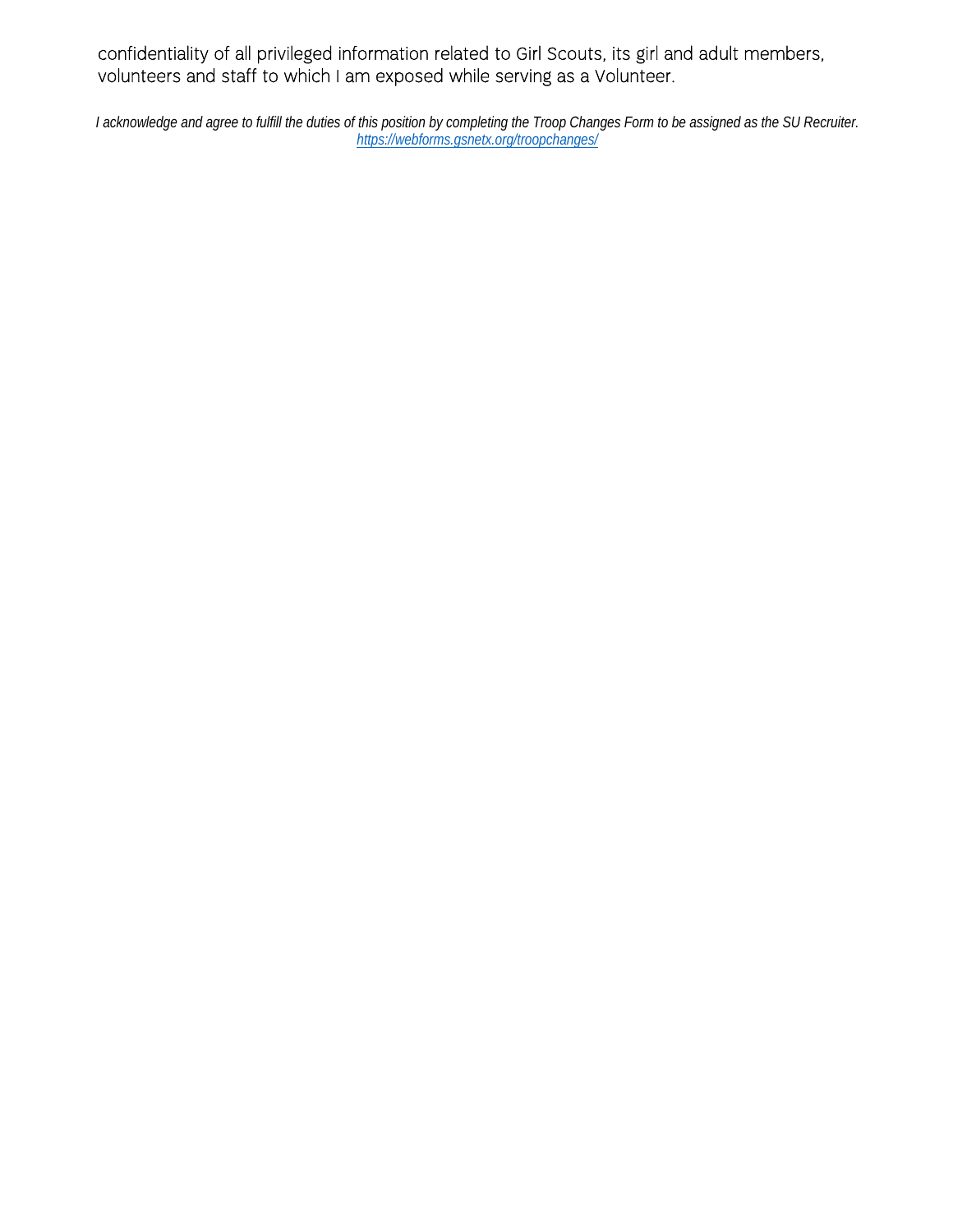confidentiality of all privileged information related to Girl Scouts, its girl and adult members, volunteers and staff to which I am exposed while serving as a Volunteer.

*I acknowledge and agree to fulfill the duties of this position by completing the Troop Changes Form to be assigned as the SU Recruiter.*
*https://webforms.gsnetx.org/troopchanges/*